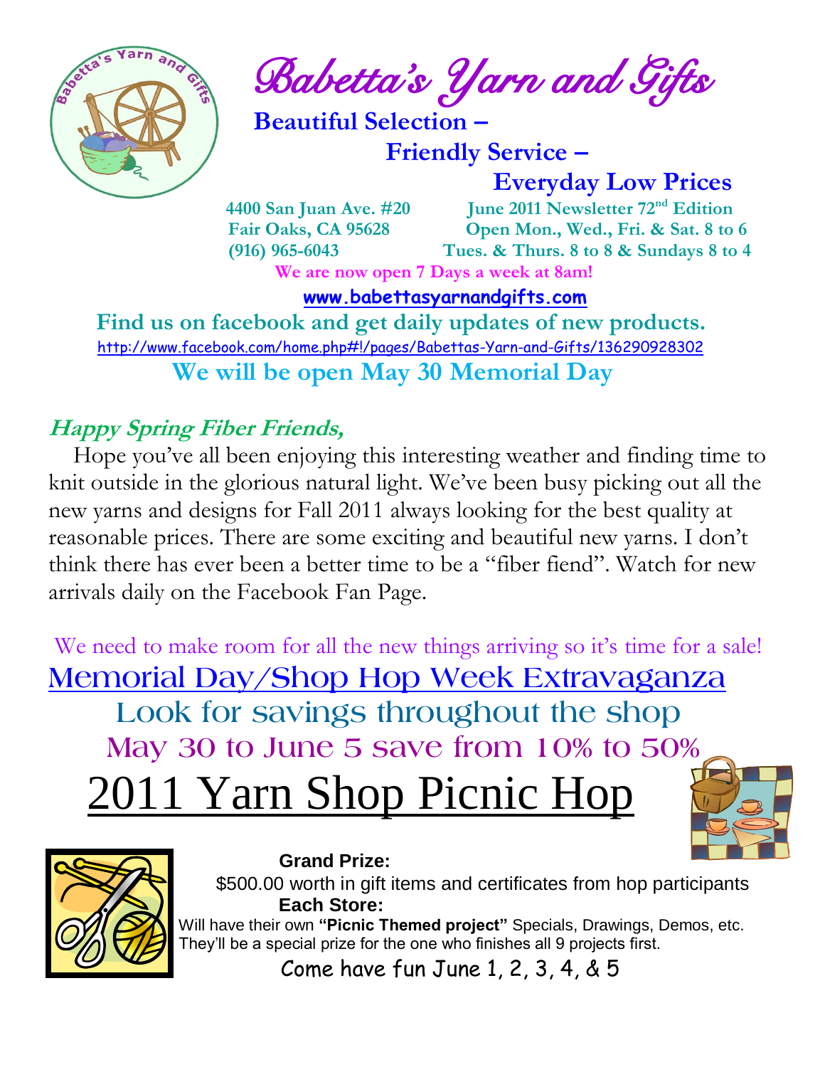# Babetta's Yarn and Gifts

**Beautiful Selection –**
**Friendly Service –**
**Everyday Low Prices**

**4400 San Juan Ave. #20**
**Fair Oaks, CA 95628**
**(916) 965-6043**

**June 2011 Newsletter 72nd Edition**
**Open Mon., Wed., Fri. & Sat. 8 to 6**
**Tues. & Thurs. 8 to 8 & Sundays 8 to 4**

**We are now open 7 Days a week at 8am!**

**www.babettasyarnandgifts.com**

**Find us on facebook and get daily updates of new products.**

http://www.facebook.com/home.php#!/pages/Babettas-Yarn-and-Gifts/136290928302

**We will be open May 30 Memorial Day**

## *Happy Spring Fiber Friends,*

Hope you've all been enjoying this interesting weather and finding time to knit outside in the glorious natural light. We've been busy picking out all the new yarns and designs for Fall 2011 always looking for the best quality at reasonable prices. There are some exciting and beautiful new yarns. I don't think there has ever been a better time to be a "fiber fiend". Watch for new arrivals daily on the Facebook Fan Page.

We need to make room for all the new things arriving so it's time for a sale!

## Memorial Day/Shop Hop Week Extravaganza

Look for savings throughout the shop

May 30 to June 5 save from 10% to 50%

# 2011 Yarn Shop Picnic Hop

**Grand Prize:**
$500.00 worth in gift items and certificates from hop participants

**Each Store:**
Will have their own **"Picnic Themed project"** Specials, Drawings, Demos, etc. They'll be a special prize for the one who finishes all 9 projects first.

Come have fun June 1, 2, 3, 4, & 5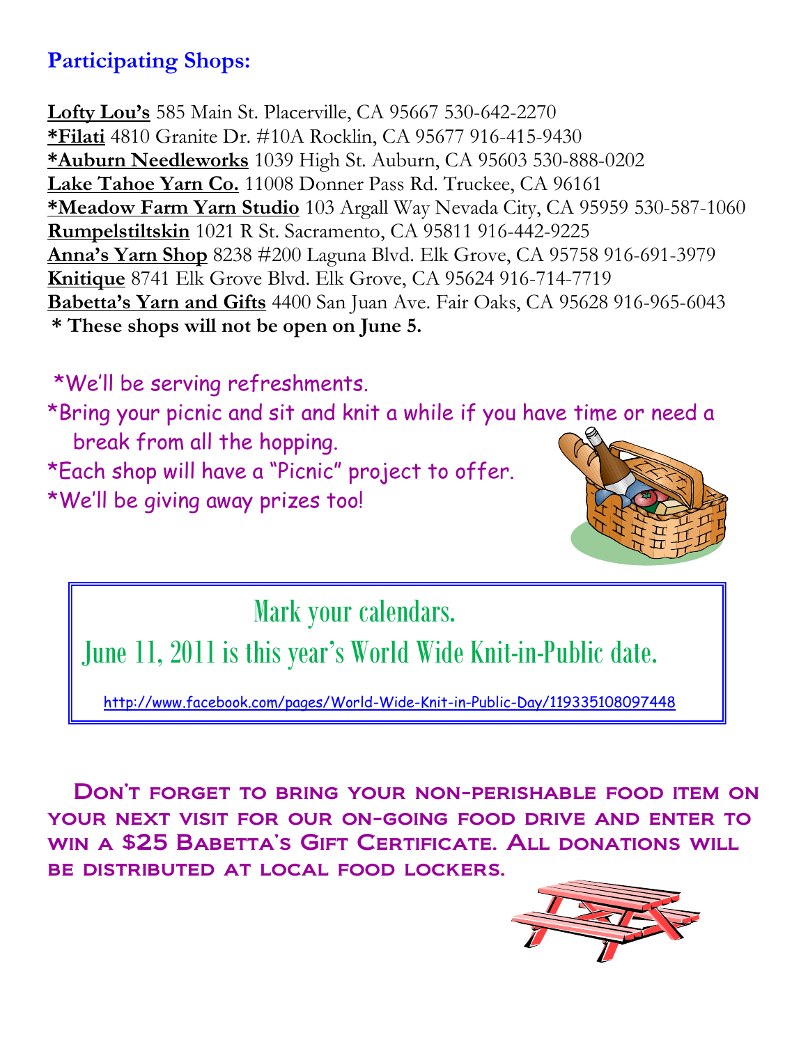## Participating Shops:

**Lofty Lou's** 585 Main St. Placerville, CA 95667 530-642-2270
***Filati** 4810 Granite Dr. #10A Rocklin, CA 95677 916-415-9430
***Auburn Needleworks** 1039 High St. Auburn, CA 95603 530-888-0202
**Lake Tahoe Yarn Co.** 11008 Donner Pass Rd. Truckee, CA 96161
***Meadow Farm Yarn Studio** 103 Argall Way Nevada City, CA 95959 530-587-1060
**Rumpelstiltskin** 1021 R St. Sacramento, CA 95811 916-442-9225
**Anna's Yarn Shop** 8238 #200 Laguna Blvd. Elk Grove, CA 95758 916-691-3979
**Knitique** 8741 Elk Grove Blvd. Elk Grove, CA 95624 916-714-7719
**Babetta's Yarn and Gifts** 4400 San Juan Ave. Fair Oaks, CA 95628 916-965-6043
**\* These shops will not be open on June 5.**

*We'll be serving refreshments.
*Bring your picnic and sit and knit a while if you have time or need a break from all the hopping.
*Each shop will have a "Picnic" project to offer.
*We'll be giving away prizes too!

Mark your calendars.
June 11, 2011 is this year's World Wide Knit-in-Public date.

http://www.facebook.com/pages/World-Wide-Knit-in-Public-Day/119335108097448

**Don't forget to bring your non-perishable food item on your next visit for our on-going food drive and enter to win a $25 Babetta's Gift Certificate. All donations will be distributed at local food lockers.**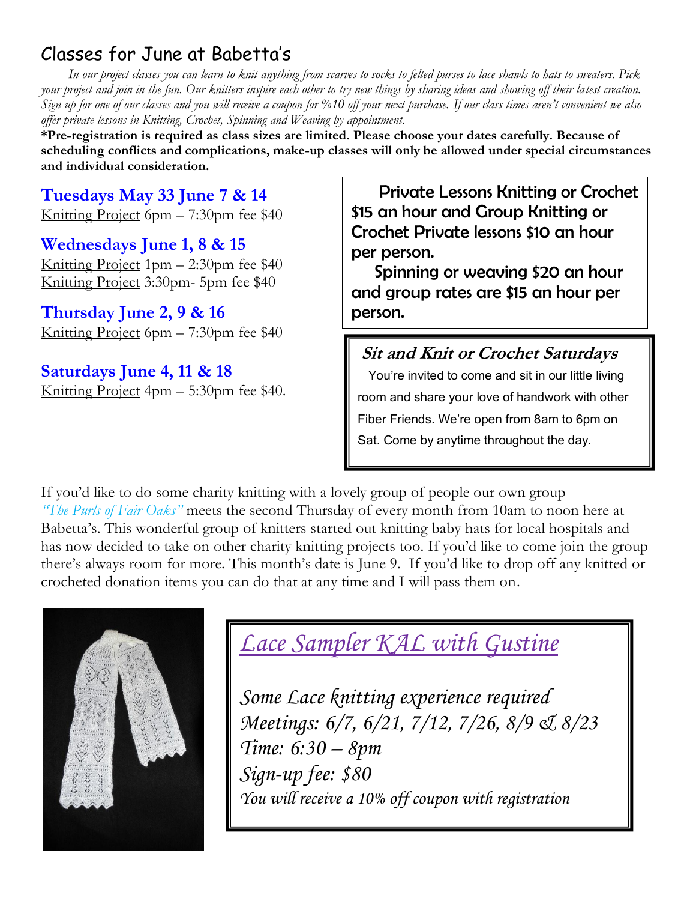## Classes for June at Babetta's

*In our project classes you can learn to knit anything from scarves to socks to felted purses to lace shawls to hats to sweaters. Pick your project and join in the fun. Our knitters inspire each other to try new things by sharing ideas and showing off their latest creation. Sign up for one of our classes and you will receive a coupon for %10 off your next purchase. If our class times aren't convenient we also offer private lessons in Knitting, Crochet, Spinning and Weaving by appointment.*

**\*Pre-registration is required as class sizes are limited. Please choose your dates carefully. Because of scheduling conflicts and complications, make-up classes will only be allowed under special circumstances and individual consideration.**

### Tuesdays May 33 June 7 & 14

Knitting Project 6pm – 7:30pm fee $40

### Wednesdays June 1, 8 & 15

Knitting Project 1pm – 2:30pm fee $40
Knitting Project 3:30pm- 5pm fee $40

### Thursday June 2, 9 & 16

Knitting Project 6pm – 7:30pm fee $40

### Saturdays June 4, 11 & 18

Knitting Project 4pm – 5:30pm fee $40.

**Private Lessons Knitting or Crochet $15 an hour and Group Knitting or Crochet Private lessons $10 an hour per person.**

**Spinning or weaving $20 an hour and group rates are $15 an hour per person.**

***Sit and Knit or Crochet Saturdays***

You're invited to come and sit in our little living room and share your love of handwork with other Fiber Friends. We're open from 8am to 6pm on Sat. Come by anytime throughout the day.

If you'd like to do some charity knitting with a lovely group of people our own group *"The Purls of Fair Oaks"* meets the second Thursday of every month from 10am to noon here at Babetta's. This wonderful group of knitters started out knitting baby hats for local hospitals and has now decided to take on other charity knitting projects too. If you'd like to come join the group there's always room for more. This month's date is June 9. If you'd like to drop off any knitted or crocheted donation items you can do that at any time and I will pass them on.

## *Lace Sampler KAL with Gustine*

*Some Lace knitting experience required*
*Meetings: 6/7, 6/21, 7/12, 7/26, 8/9 & 8/23*
*Time: 6:30 – 8pm*
*Sign-up fee: $80*
*You will receive a 10% off coupon with registration*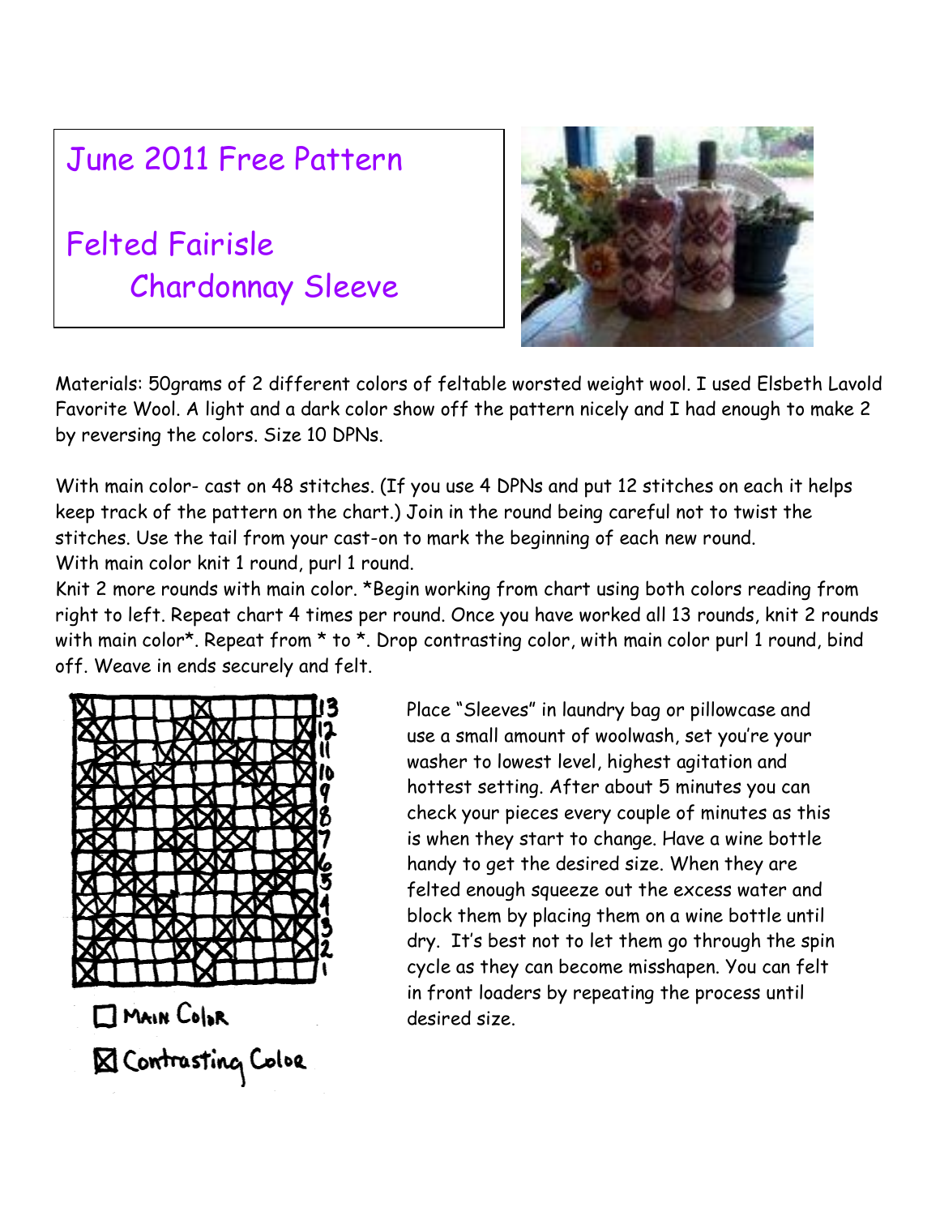# June 2011 Free Pattern

## Felted Fairisle Chardonnay Sleeve

Materials: 50grams of 2 different colors of feltable worsted weight wool. I used Elsbeth Lavold Favorite Wool. A light and a dark color show off the pattern nicely and I had enough to make 2 by reversing the colors. Size 10 DPNs.

With main color- cast on 48 stitches. (If you use 4 DPNs and put 12 stitches on each it helps keep track of the pattern on the chart.) Join in the round being careful not to twist the stitches. Use the tail from your cast-on to mark the beginning of each new round.
With main color knit 1 round, purl 1 round.
Knit 2 more rounds with main color. *Begin working from chart using both colors reading from right to left. Repeat chart 4 times per round. Once you have worked all 13 rounds, knit 2 rounds with main color*. Repeat from * to *. Drop contrasting color, with main color purl 1 round, bind off. Weave in ends securely and felt.

13
12
11
10
9
8
7
6
5
4
3
2
1

☐ Main Color
☒ Contrasting Color

Place "Sleeves" in laundry bag or pillowcase and use a small amount of woolwash, set you're your washer to lowest level, highest agitation and hottest setting. After about 5 minutes you can check your pieces every couple of minutes as this is when they start to change. Have a wine bottle handy to get the desired size. When they are felted enough squeeze out the excess water and block them by placing them on a wine bottle until dry. It's best not to let them go through the spin cycle as they can become misshapen. You can felt in front loaders by repeating the process until desired size.